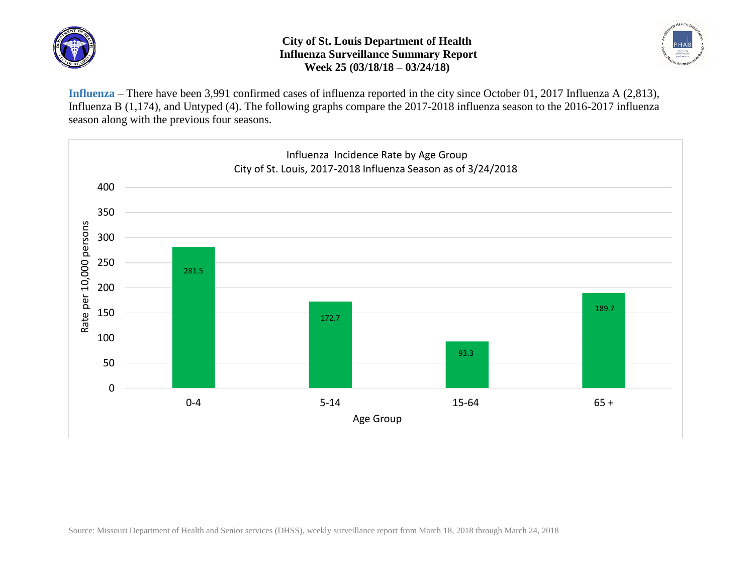# City of St. Louis Department of Health
## Influenza Surveillance Summary Report
## Week 25 (03/18/18 – 03/24/18)

**Influenza** – There have been 3,991 confirmed cases of influenza reported in the city since October 01, 2017 Influenza A (2,813), Influenza B (1,174), and Untyped (4). The following graphs compare the 2017-2018 influenza season to the 2016-2017 influenza season along with the previous four seasons.

Influenza Incidence Rate by Age Group
City of St. Louis, 2017-2018 Influenza Season as of 3/24/2018

| Age Group | Rate per 10,000 persons |
|---|---|
| 0-4 | 281.5 |
| 5-14 | 172.7 |
| 15-64 | 93.3 |
| 65 + | 189.7 |

Source: Missouri Department of Health and Senior services (DHSS), weekly surveillance report from March 18, 2018 through March 24, 2018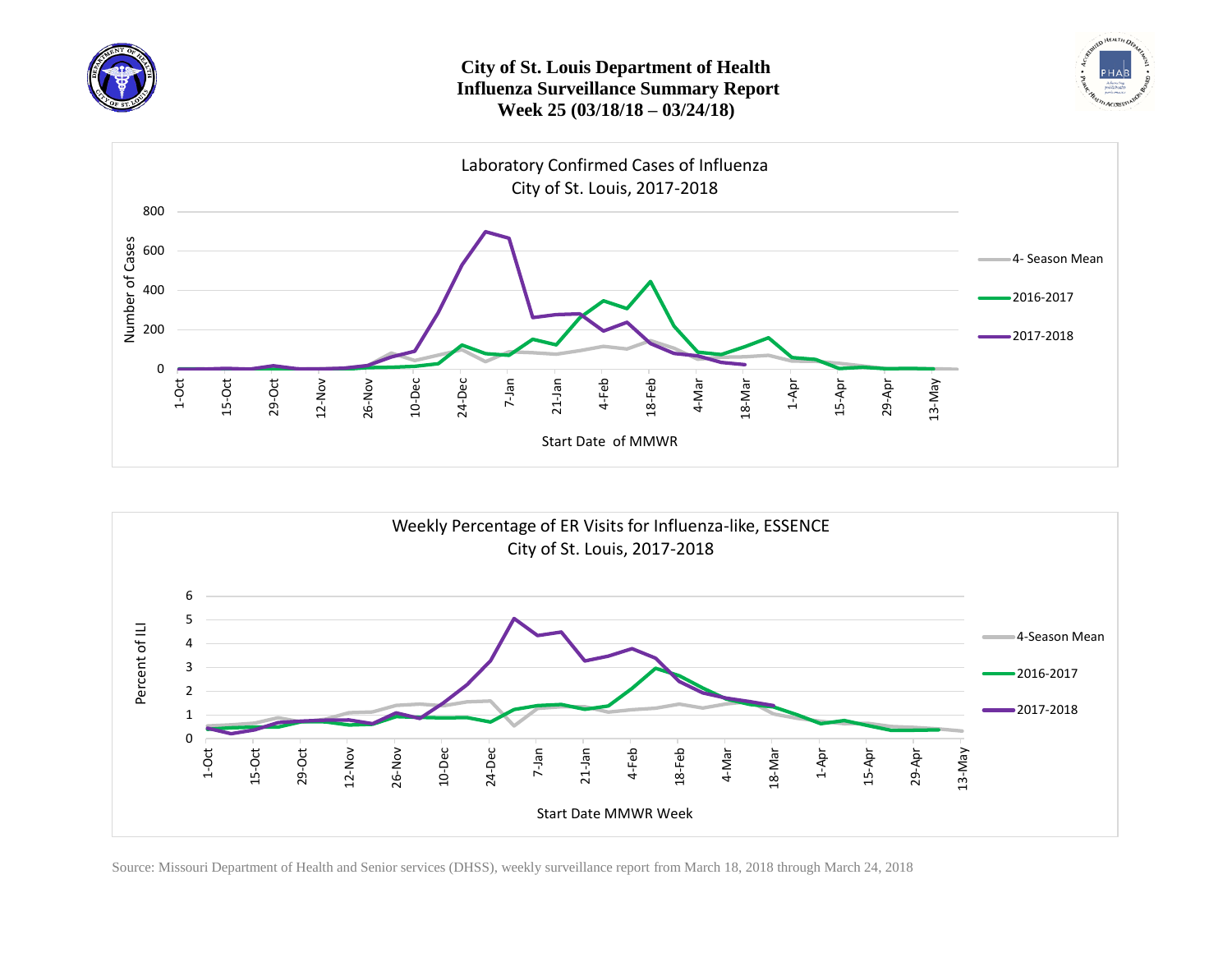# City of St. Louis Department of Health
## Influenza Surveillance Summary Report
### Week 25 (03/18/18 – 03/24/18)

Laboratory Confirmed Cases of Influenza
City of St. Louis, 2017-2018

Number of Cases

800
600
400
200
0

1-Oct
15-Oct
29-Oct
12-Nov
26-Nov
10-Dec
24-Dec
7-Jan
21-Jan
4-Feb
18-Feb
4-Mar
18-Mar
1-Apr
15-Apr
29-Apr
13-May

Start Date of MMWR

4- Season Mean
2016-2017
2017-2018

Weekly Percentage of ER Visits for Influenza-like, ESSENCE
City of St. Louis, 2017-2018

Percent of ILI

6
5
4
3
2
1
0

1-Oct
15-Oct
29-Oct
12-Nov
26-Nov
10-Dec
24-Dec
7-Jan
21-Jan
4-Feb
18-Feb
4-Mar
18-Mar
1-Apr
15-Apr
29-Apr
13-May

Start Date MMWR Week

4-Season Mean
2016-2017
2017-2018

Source: Missouri Department of Health and Senior services (DHSS), weekly surveillance report from March 18, 2018 through March 24, 2018